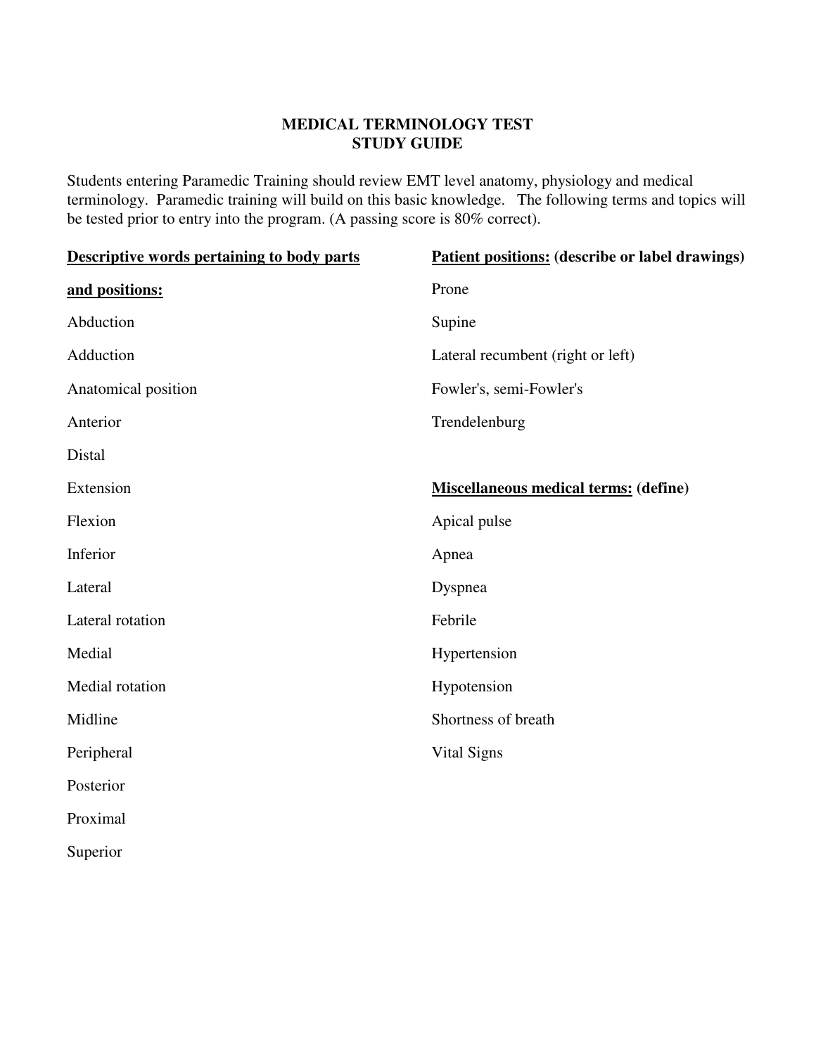# MEDICAL TERMINOLOGY TEST
## STUDY GUIDE

Students entering Paramedic Training should review EMT level anatomy, physiology and medical terminology. Paramedic training will build on this basic knowledge. The following terms and topics will be tested prior to entry into the program. (A passing score is 80% correct).

**Descriptive words pertaining to body parts and positions:**

Abduction

Adduction

Anatomical position

Anterior

Distal

Extension

Flexion

Inferior

Lateral

Lateral rotation

Medial

Medial rotation

Midline

Peripheral

Posterior

Proximal

Superior

**Patient positions: (describe or label drawings)**

Prone

Supine

Lateral recumbent (right or left)

Fowler's, semi-Fowler's

Trendelenburg

**Miscellaneous medical terms: (define)**

Apical pulse

Apnea

Dyspnea

Febrile

Hypertension

Hypotension

Shortness of breath

Vital Signs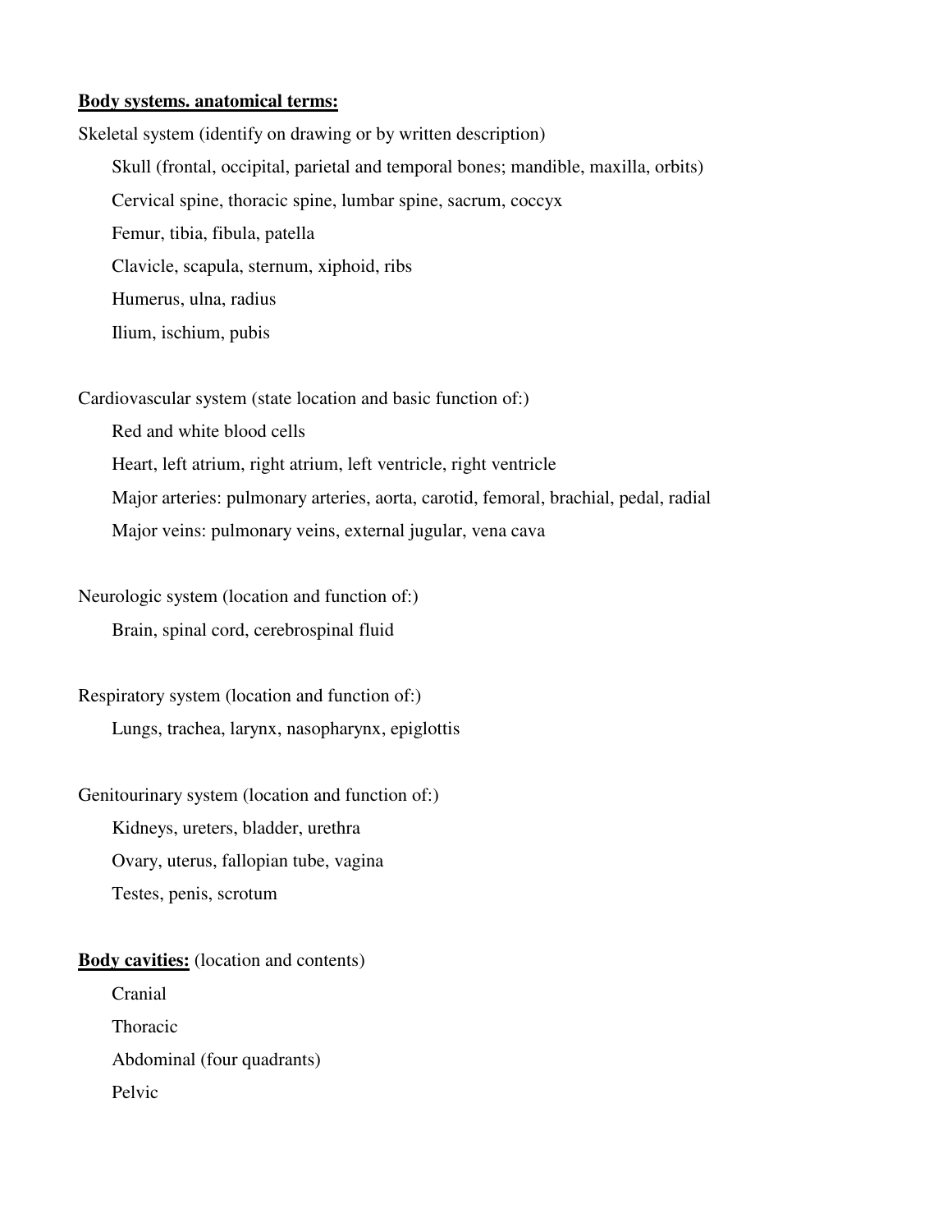**Body systems. anatomical terms:**

Skeletal system (identify on drawing or by written description)

- Skull (frontal, occipital, parietal and temporal bones; mandible, maxilla, orbits)
- Cervical spine, thoracic spine, lumbar spine, sacrum, coccyx
- Femur, tibia, fibula, patella
- Clavicle, scapula, sternum, xiphoid, ribs
- Humerus, ulna, radius
- Ilium, ischium, pubis

Cardiovascular system (state location and basic function of:)

- Red and white blood cells
- Heart, left atrium, right atrium, left ventricle, right ventricle
- Major arteries: pulmonary arteries, aorta, carotid, femoral, brachial, pedal, radial
- Major veins: pulmonary veins, external jugular, vena cava

Neurologic system (location and function of:)

- Brain, spinal cord, cerebrospinal fluid

Respiratory system (location and function of:)

- Lungs, trachea, larynx, nasopharynx, epiglottis

Genitourinary system (location and function of:)

- Kidneys, ureters, bladder, urethra
- Ovary, uterus, fallopian tube, vagina
- Testes, penis, scrotum

**Body cavities:** (location and contents)

- Cranial
- Thoracic
- Abdominal (four quadrants)
- Pelvic